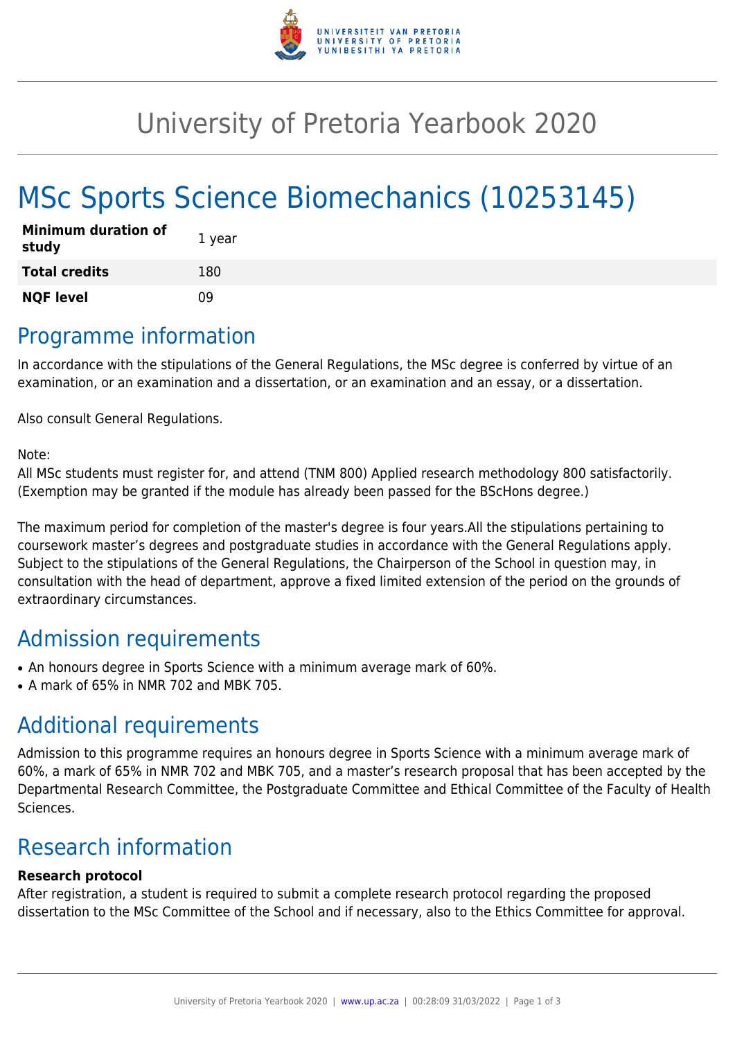# University of Pretoria Yearbook 2020

# MSc Sports Science Biomechanics (10253145)

| | |
|---|---|
| **Minimum duration of study** | 1 year |
| **Total credits** | 180 |
| **NQF level** | 09 |

## Programme information

In accordance with the stipulations of the General Regulations, the MSc degree is conferred by virtue of an examination, or an examination and a dissertation, or an examination and an essay, or a dissertation.

Also consult General Regulations.

Note:
All MSc students must register for, and attend (TNM 800) Applied research methodology 800 satisfactorily. (Exemption may be granted if the module has already been passed for the BScHons degree.)

The maximum period for completion of the master's degree is four years.All the stipulations pertaining to coursework master's degrees and postgraduate studies in accordance with the General Regulations apply. Subject to the stipulations of the General Regulations, the Chairperson of the School in question may, in consultation with the head of department, approve a fixed limited extension of the period on the grounds of extraordinary circumstances.

## Admission requirements

- An honours degree in Sports Science with a minimum average mark of 60%.
- A mark of 65% in NMR 702 and MBK 705.

## Additional requirements

Admission to this programme requires an honours degree in Sports Science with a minimum average mark of 60%, a mark of 65% in NMR 702 and MBK 705, and a master's research proposal that has been accepted by the Departmental Research Committee, the Postgraduate Committee and Ethical Committee of the Faculty of Health Sciences.

## Research information

**Research protocol**
After registration, a student is required to submit a complete research protocol regarding the proposed dissertation to the MSc Committee of the School and if necessary, also to the Ethics Committee for approval.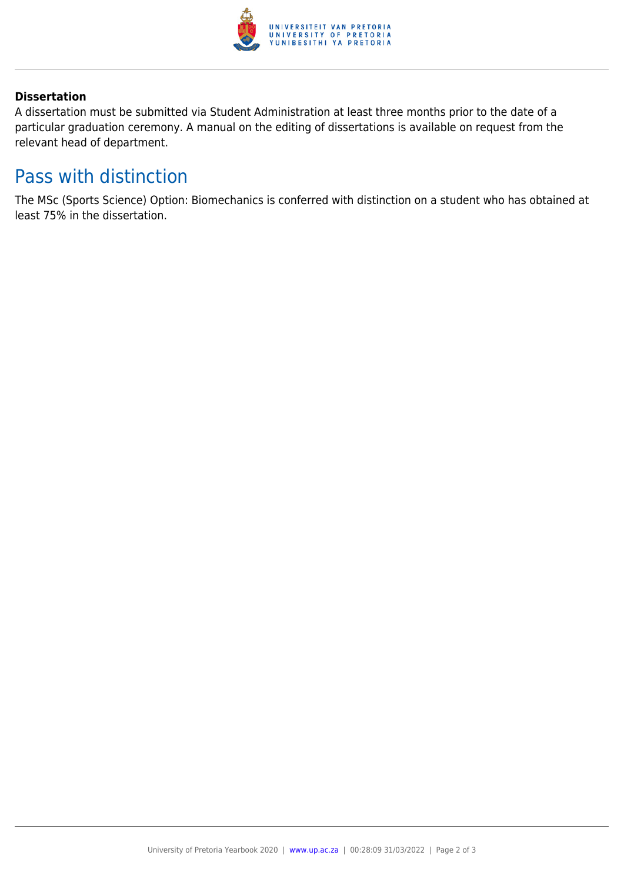**Dissertation**

A dissertation must be submitted via Student Administration at least three months prior to the date of a particular graduation ceremony. A manual on the editing of dissertations is available on request from the relevant head of department.

## Pass with distinction

The MSc (Sports Science) Option: Biomechanics is conferred with distinction on a student who has obtained at least 75% in the dissertation.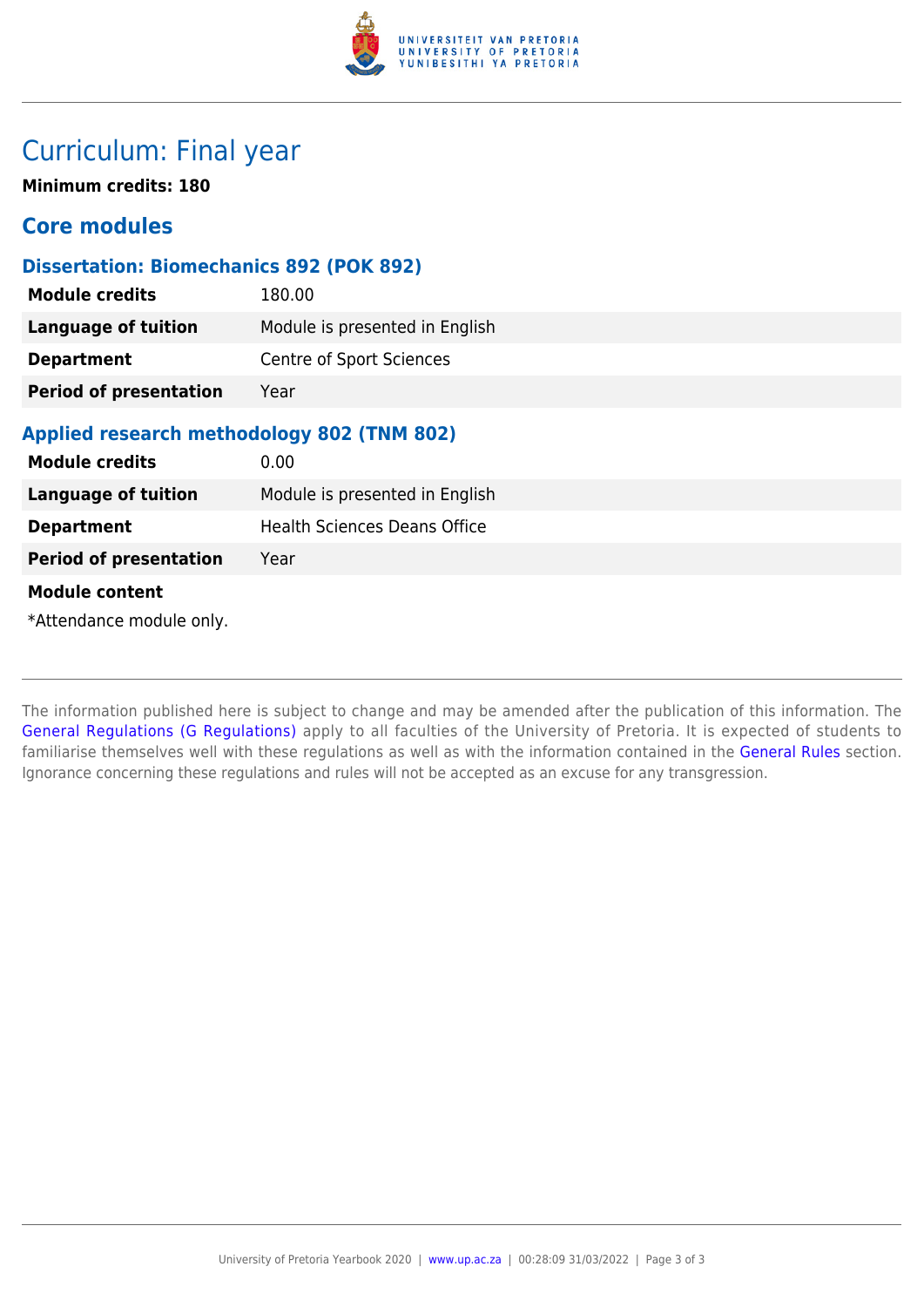# Curriculum: Final year

**Minimum credits: 180**

## Core modules

### Dissertation: Biomechanics 892 (POK 892)

| | |
|---|---|
| **Module credits** | 180.00 |
| **Language of tuition** | Module is presented in English |
| **Department** | Centre of Sport Sciences |
| **Period of presentation** | Year |

### Applied research methodology 802 (TNM 802)

| | |
|---|---|
| **Module credits** | 0.00 |
| **Language of tuition** | Module is presented in English |
| **Department** | Health Sciences Deans Office |
| **Period of presentation** | Year |

**Module content**

*Attendance module only.

The information published here is subject to change and may be amended after the publication of this information. The General Regulations (G Regulations) apply to all faculties of the University of Pretoria. It is expected of students to familiarise themselves well with these regulations as well as with the information contained in the General Rules section. Ignorance concerning these regulations and rules will not be accepted as an excuse for any transgression.